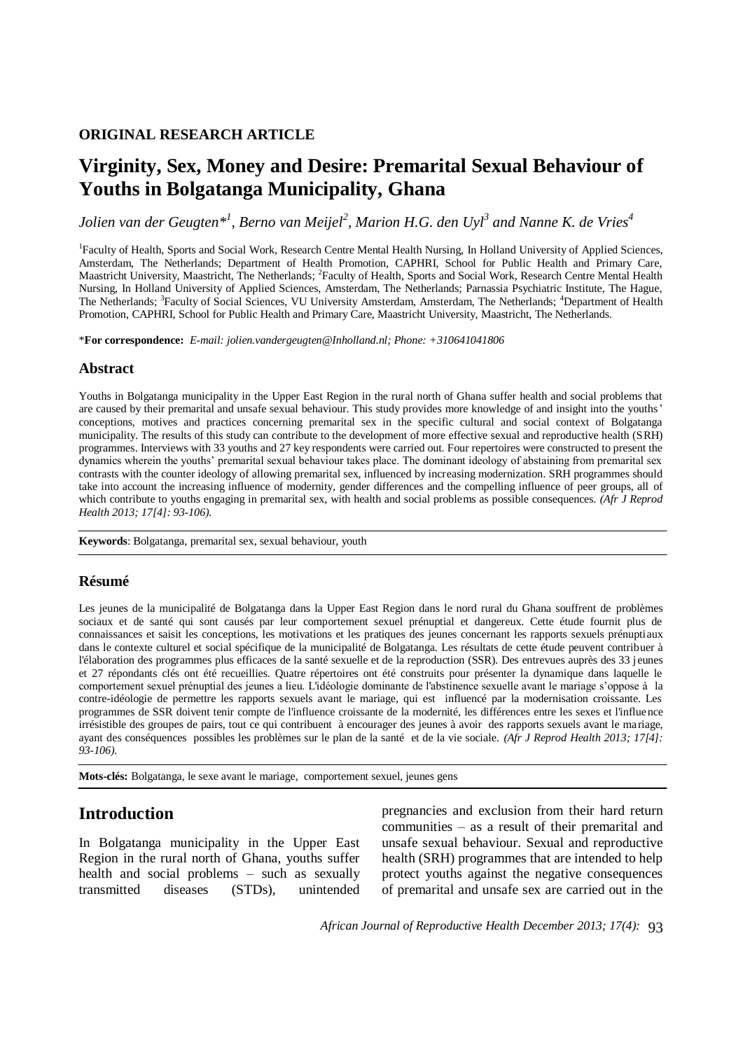**ORIGINAL RESEARCH ARTICLE**

# Virginity, Sex, Money and Desire: Premarital Sexual Behaviour of Youths in Bolgatanga Municipality, Ghana

*Jolien van der Geugten*[1], Berno van Meijel[2], Marion H.G. den Uyl[3] and Nanne K. de Vries[4]*

[1]Faculty of Health, Sports and Social Work, Research Centre Mental Health Nursing, In Holland University of Applied Sciences, Amsterdam, The Netherlands; Department of Health Promotion, CAPHRI, School for Public Health and Primary Care, Maastricht University, Maastricht, The Netherlands; [2]Faculty of Health, Sports and Social Work, Research Centre Mental Health Nursing, In Holland University of Applied Sciences, Amsterdam, The Netherlands; Parnassia Psychiatric Institute, The Hague, The Netherlands; [3]Faculty of Social Sciences, VU University Amsterdam, Amsterdam, The Netherlands; [4]Department of Health Promotion, CAPHRI, School for Public Health and Primary Care, Maastricht University, Maastricht, The Netherlands.

***For correspondence:** *E-mail: jolien.vandergeugten@Inholland.nl; Phone: +310641041806*

## Abstract

Youths in Bolgatanga municipality in the Upper East Region in the rural north of Ghana suffer health and social problems that are caused by their premarital and unsafe sexual behaviour. This study provides more knowledge of and insight into the youths' conceptions, motives and practices concerning premarital sex in the specific cultural and social context of Bolgatanga municipality. The results of this study can contribute to the development of more effective sexual and reproductive health (SRH) programmes. Interviews with 33 youths and 27 key respondents were carried out. Four repertoires were constructed to present the dynamics wherein the youths' premarital sexual behaviour takes place. The dominant ideology of abstaining from premarital sex contrasts with the counter ideology of allowing premarital sex, influenced by increasing modernization. SRH programmes should take into account the increasing influence of modernity, gender differences and the compelling influence of peer groups, all of which contribute to youths engaging in premarital sex, with health and social problems as possible consequences. *(Afr J Reprod Health 2013; 17[4]: 93-106).*

**Keywords**: Bolgatanga, premarital sex, sexual behaviour, youth

## Résumé

Les jeunes de la municipalité de Bolgatanga dans la Upper East Region dans le nord rural du Ghana souffrent de problèmes sociaux et de santé qui sont causés par leur comportement sexuel prénuptial et dangereux. Cette étude fournit plus de connaissances et saisit les conceptions, les motivations et les pratiques des jeunes concernant les rapports sexuels prénuptiaux dans le contexte culturel et social spécifique de la municipalité de Bolgatanga. Les résultats de cette étude peuvent contribuer à l'élaboration des programmes plus efficaces de la santé sexuelle et de la reproduction (SSR). Des entrevues auprès des 33 jeunes et 27 répondants clés ont été recueillies. Quatre répertoires ont été construits pour présenter la dynamique dans laquelle le comportement sexuel prénuptial des jeunes a lieu. L'idéologie dominante de l'abstinence sexuelle avant le mariage s'oppose à la contre-idéologie de permettre les rapports sexuels avant le mariage, qui est influencé par la modernisation croissante. Les programmes de SSR doivent tenir compte de l'influence croissante de la modernité, les différences entre les sexes et l'influence irrésistible des groupes de pairs, tout ce qui contribuent à encourager des jeunes à avoir des rapports sexuels avant le mariage, ayant des conséquences possibles les problèmes sur le plan de la santé et de la vie sociale. *(Afr J Reprod Health 2013; 17[4]: 93-106).*

**Mots-clés:** Bolgatanga, le sexe avant le mariage, comportement sexuel, jeunes gens

## Introduction

In Bolgatanga municipality in the Upper East Region in the rural north of Ghana, youths suffer health and social problems – such as sexually transmitted diseases (STDs), unintended pregnancies and exclusion from their hard return communities – as a result of their premarital and unsafe sexual behaviour. Sexual and reproductive health (SRH) programmes that are intended to help protect youths against the negative consequences of premarital and unsafe sex are carried out in the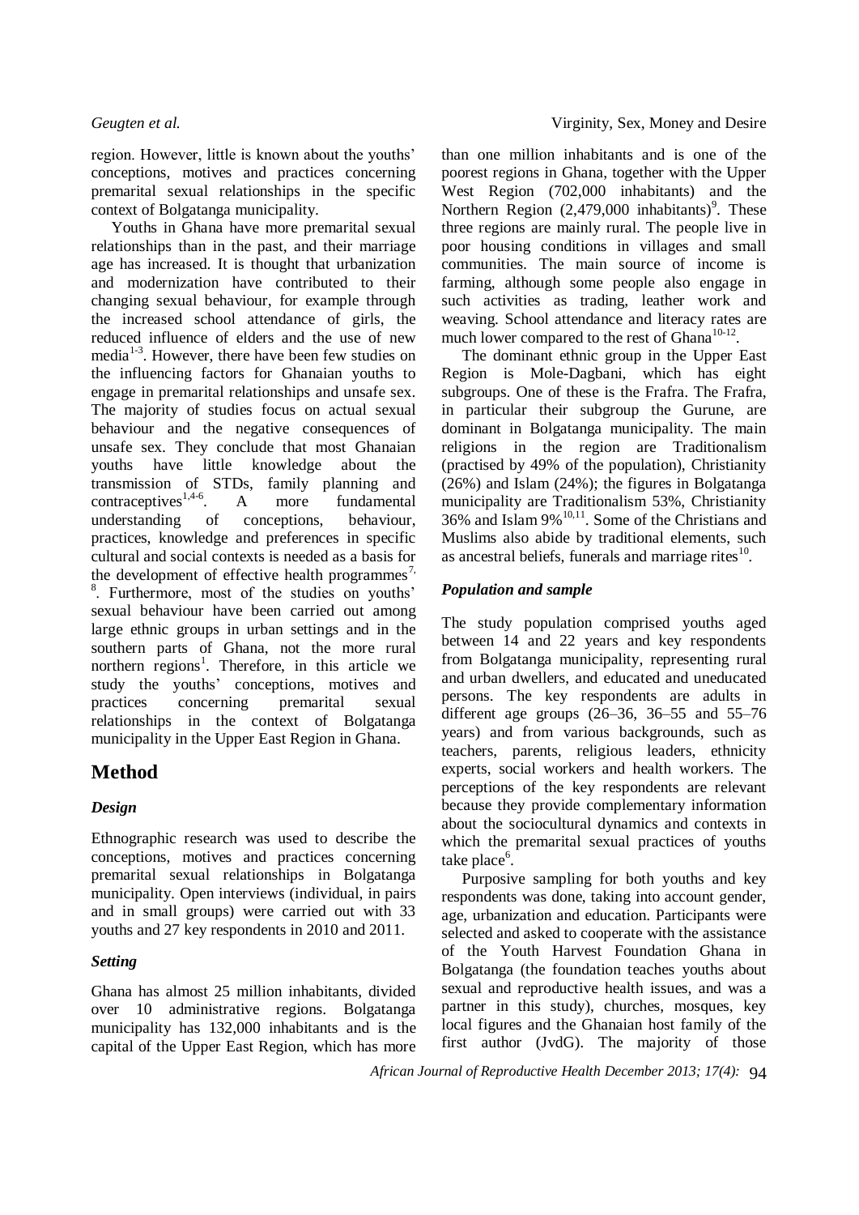region. However, little is known about the youths' conceptions, motives and practices concerning premarital sexual relationships in the specific context of Bolgatanga municipality.

Youths in Ghana have more premarital sexual relationships than in the past, and their marriage age has increased. It is thought that urbanization and modernization have contributed to their changing sexual behaviour, for example through the increased school attendance of girls, the reduced influence of elders and the use of new media[1-3]. However, there have been few studies on the influencing factors for Ghanaian youths to engage in premarital relationships and unsafe sex. The majority of studies focus on actual sexual behaviour and the negative consequences of unsafe sex. They conclude that most Ghanaian youths have little knowledge about the transmission of STDs, family planning and contraceptives[1,4-6]. A more fundamental understanding of conceptions, behaviour, practices, knowledge and preferences in specific cultural and social contexts is needed as a basis for the development of effective health programmes[7, 8]. Furthermore, most of the studies on youths' sexual behaviour have been carried out among large ethnic groups in urban settings and in the southern parts of Ghana, not the more rural northern regions[1]. Therefore, in this article we study the youths' conceptions, motives and practices concerning premarital sexual relationships in the context of Bolgatanga municipality in the Upper East Region in Ghana.

# Method

### *Design*

Ethnographic research was used to describe the conceptions, motives and practices concerning premarital sexual relationships in Bolgatanga municipality. Open interviews (individual, in pairs and in small groups) were carried out with 33 youths and 27 key respondents in 2010 and 2011.

### *Setting*

Ghana has almost 25 million inhabitants, divided over 10 administrative regions. Bolgatanga municipality has 132,000 inhabitants and is the capital of the Upper East Region, which has more than one million inhabitants and is one of the poorest regions in Ghana, together with the Upper West Region (702,000 inhabitants) and the Northern Region (2,479,000 inhabitants)[9]. These three regions are mainly rural. The people live in poor housing conditions in villages and small communities. The main source of income is farming, although some people also engage in such activities as trading, leather work and weaving. School attendance and literacy rates are much lower compared to the rest of Ghana[10-12].

The dominant ethnic group in the Upper East Region is Mole-Dagbani, which has eight subgroups. One of these is the Frafra. The Frafra, in particular their subgroup the Gurune, are dominant in Bolgatanga municipality. The main religions in the region are Traditionalism (practised by 49% of the population), Christianity (26%) and Islam (24%); the figures in Bolgatanga municipality are Traditionalism 53%, Christianity 36% and Islam 9%[10,11]. Some of the Christians and Muslims also abide by traditional elements, such as ancestral beliefs, funerals and marriage rites[10].

### *Population and sample*

The study population comprised youths aged between 14 and 22 years and key respondents from Bolgatanga municipality, representing rural and urban dwellers, and educated and uneducated persons. The key respondents are adults in different age groups (26–36, 36–55 and 55–76 years) and from various backgrounds, such as teachers, parents, religious leaders, ethnicity experts, social workers and health workers. The perceptions of the key respondents are relevant because they provide complementary information about the sociocultural dynamics and contexts in which the premarital sexual practices of youths take place[6].

Purposive sampling for both youths and key respondents was done, taking into account gender, age, urbanization and education. Participants were selected and asked to cooperate with the assistance of the Youth Harvest Foundation Ghana in Bolgatanga (the foundation teaches youths about sexual and reproductive health issues, and was a partner in this study), churches, mosques, key local figures and the Ghanaian host family of the first author (JvdG). The majority of those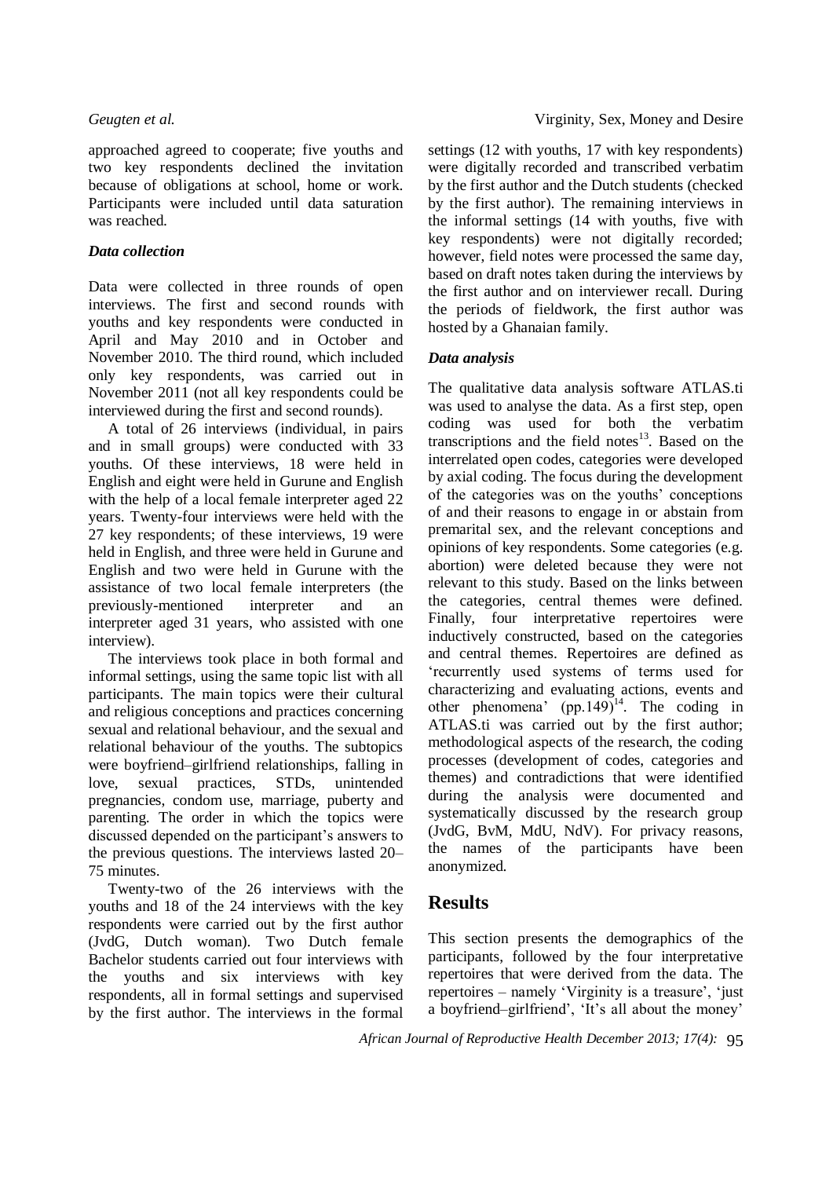approached agreed to cooperate; five youths and two key respondents declined the invitation because of obligations at school, home or work. Participants were included until data saturation was reached.

### *Data collection*

Data were collected in three rounds of open interviews. The first and second rounds with youths and key respondents were conducted in April and May 2010 and in October and November 2010. The third round, which included only key respondents, was carried out in November 2011 (not all key respondents could be interviewed during the first and second rounds).

A total of 26 interviews (individual, in pairs and in small groups) were conducted with 33 youths. Of these interviews, 18 were held in English and eight were held in Gurune and English with the help of a local female interpreter aged 22 years. Twenty-four interviews were held with the 27 key respondents; of these interviews, 19 were held in English, and three were held in Gurune and English and two were held in Gurune with the assistance of two local female interpreters (the previously-mentioned interpreter and an interpreter aged 31 years, who assisted with one interview).

The interviews took place in both formal and informal settings, using the same topic list with all participants. The main topics were their cultural and religious conceptions and practices concerning sexual and relational behaviour, and the sexual and relational behaviour of the youths. The subtopics were boyfriend–girlfriend relationships, falling in love, sexual practices, STDs, unintended pregnancies, condom use, marriage, puberty and parenting. The order in which the topics were discussed depended on the participant's answers to the previous questions. The interviews lasted 20–75 minutes.

Twenty-two of the 26 interviews with the youths and 18 of the 24 interviews with the key respondents were carried out by the first author (JvdG, Dutch woman). Two Dutch female Bachelor students carried out four interviews with the youths and six interviews with key respondents, all in formal settings and supervised by the first author. The interviews in the formal settings (12 with youths, 17 with key respondents) were digitally recorded and transcribed verbatim by the first author and the Dutch students (checked by the first author). The remaining interviews in the informal settings (14 with youths, five with key respondents) were not digitally recorded; however, field notes were processed the same day, based on draft notes taken during the interviews by the first author and on interviewer recall. During the periods of fieldwork, the first author was hosted by a Ghanaian family.

### *Data analysis*

The qualitative data analysis software ATLAS.ti was used to analyse the data. As a first step, open coding was used for both the verbatim transcriptions and the field notes[13]. Based on the interrelated open codes, categories were developed by axial coding. The focus during the development of the categories was on the youths' conceptions of and their reasons to engage in or abstain from premarital sex, and the relevant conceptions and opinions of key respondents. Some categories (e.g. abortion) were deleted because they were not relevant to this study. Based on the links between the categories, central themes were defined. Finally, four interpretative repertoires were inductively constructed, based on the categories and central themes. Repertoires are defined as 'recurrently used systems of terms used for characterizing and evaluating actions, events and other phenomena' (pp.149)[14]. The coding in ATLAS.ti was carried out by the first author; methodological aspects of the research, the coding processes (development of codes, categories and themes) and contradictions that were identified during the analysis were documented and systematically discussed by the research group (JvdG, BvM, MdU, NdV). For privacy reasons, the names of the participants have been anonymized.

## Results

This section presents the demographics of the participants, followed by the four interpretative repertoires that were derived from the data. The repertoires – namely 'Virginity is a treasure', 'just a boyfriend–girlfriend', 'It's all about the money'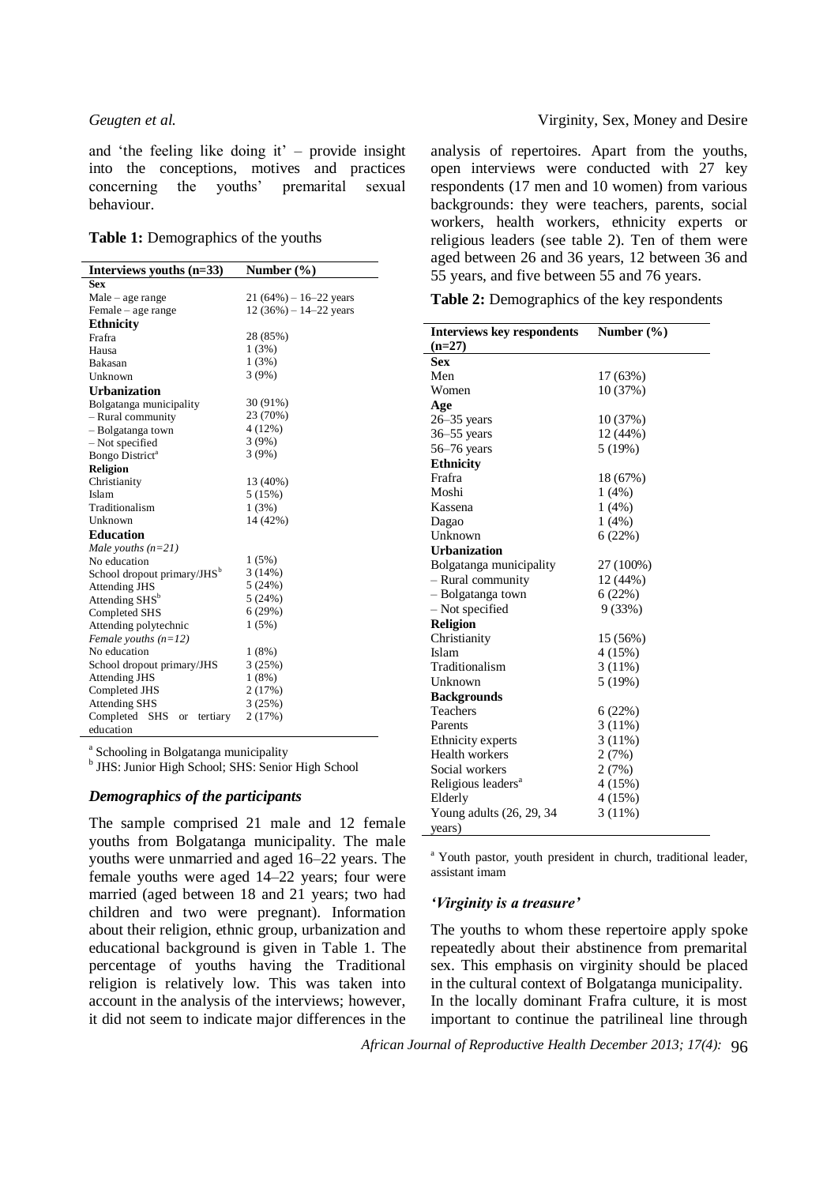and 'the feeling like doing it' – provide insight into the conceptions, motives and practices concerning the youths' premarital sexual behaviour.

**Table 1:** Demographics of the youths

| Interviews youths (n=33) | Number (%) |
|---|---|
| **Sex** | |
| Male – age range | 21 (64%) – 16–22 years |
| Female – age range | 12 (36%) – 14–22 years |
| **Ethnicity** | |
| Frafra | 28 (85%) |
| Hausa | 1 (3%) |
| Bakasan | 1 (3%) |
| Unknown | 3 (9%) |
| **Urbanization** | |
| Bolgatanga municipality | 30 (91%) |
| – Rural community | 23 (70%) |
| – Bolgatanga town | 4 (12%) |
| – Not specified | 3 (9%) |
| Bongo District[a] | 3 (9%) |
| **Religion** | |
| Christianity | 13 (40%) |
| Islam | 5 (15%) |
| Traditionalism | 1 (3%) |
| Unknown | 14 (42%) |
| **Education** | |
| *Male youths (n=21)* | |
| No education | 1 (5%) |
| School dropout primary/JHS[b] | 3 (14%) |
| Attending JHS | 5 (24%) |
| Attending SHS[b] | 5 (24%) |
| Completed SHS | 6 (29%) |
| Attending polytechnic | 1 (5%) |
| *Female youths (n=12)* | |
| No education | 1 (8%) |
| School dropout primary/JHS | 3 (25%) |
| Attending JHS | 1 (8%) |
| Completed JHS | 2 (17%) |
| Attending SHS | 3 (25%) |
| Completed SHS or tertiary education | 2 (17%) |

[a] Schooling in Bolgatanga municipality
[b] JHS: Junior High School; SHS: Senior High School

### *Demographics of the participants*

The sample comprised 21 male and 12 female youths from Bolgatanga municipality. The male youths were unmarried and aged 16–22 years. The female youths were aged 14–22 years; four were married (aged between 18 and 21 years; two had children and two were pregnant). Information about their religion, ethnic group, urbanization and educational background is given in Table 1. The percentage of youths having the Traditional religion is relatively low. This was taken into account in the analysis of the interviews; however, it did not seem to indicate major differences in the analysis of repertoires. Apart from the youths, open interviews were conducted with 27 key respondents (17 men and 10 women) from various backgrounds: they were teachers, parents, social workers, health workers, ethnicity experts or religious leaders (see table 2). Ten of them were aged between 26 and 36 years, 12 between 36 and 55 years, and five between 55 and 76 years.

**Table 2:** Demographics of the key respondents

| Interviews key respondents (n=27) | Number (%) |
|---|---|
| **Sex** | |
| Men | 17 (63%) |
| Women | 10 (37%) |
| **Age** | |
| 26–35 years | 10 (37%) |
| 36–55 years | 12 (44%) |
| 56–76 years | 5 (19%) |
| **Ethnicity** | |
| Frafra | 18 (67%) |
| Moshi | 1 (4%) |
| Kassena | 1 (4%) |
| Dagao | 1 (4%) |
| Unknown | 6 (22%) |
| **Urbanization** | |
| Bolgatanga municipality | 27 (100%) |
| – Rural community | 12 (44%) |
| – Bolgatanga town | 6 (22%) |
| – Not specified | 9 (33%) |
| **Religion** | |
| Christianity | 15 (56%) |
| Islam | 4 (15%) |
| Traditionalism | 3 (11%) |
| Unknown | 5 (19%) |
| **Backgrounds** | |
| Teachers | 6 (22%) |
| Parents | 3 (11%) |
| Ethnicity experts | 3 (11%) |
| Health workers | 2 (7%) |
| Social workers | 2 (7%) |
| Religious leaders[a] | 4 (15%) |
| Elderly | 4 (15%) |
| Young adults (26, 29, 34 years) | 3 (11%) |

[a] Youth pastor, youth president in church, traditional leader, assistant imam

### *'Virginity is a treasure'*

The youths to whom these repertoire apply spoke repeatedly about their abstinence from premarital sex. This emphasis on virginity should be placed in the cultural context of Bolgatanga municipality. In the locally dominant Frafra culture, it is most important to continue the patrilineal line through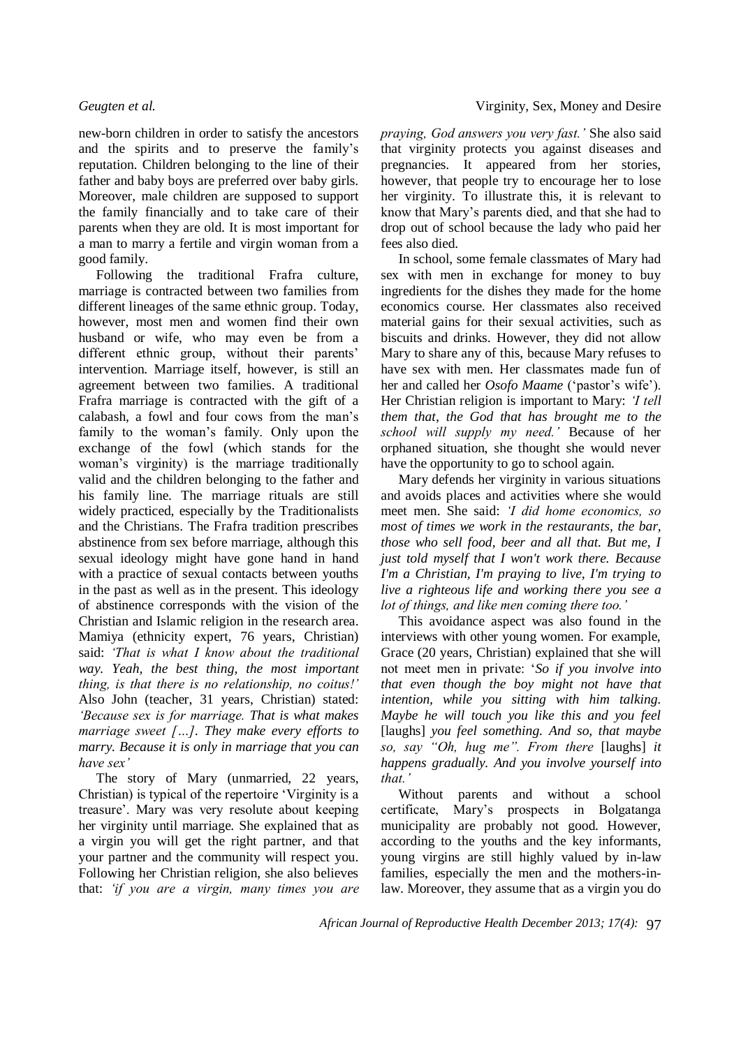new-born children in order to satisfy the ancestors and the spirits and to preserve the family's reputation. Children belonging to the line of their father and baby boys are preferred over baby girls. Moreover, male children are supposed to support the family financially and to take care of their parents when they are old. It is most important for a man to marry a fertile and virgin woman from a good family.

Following the traditional Frafra culture, marriage is contracted between two families from different lineages of the same ethnic group. Today, however, most men and women find their own husband or wife, who may even be from a different ethnic group, without their parents' intervention. Marriage itself, however, is still an agreement between two families. A traditional Frafra marriage is contracted with the gift of a calabash, a fowl and four cows from the man's family to the woman's family. Only upon the exchange of the fowl (which stands for the woman's virginity) is the marriage traditionally valid and the children belonging to the father and his family line. The marriage rituals are still widely practiced, especially by the Traditionalists and the Christians. The Frafra tradition prescribes abstinence from sex before marriage, although this sexual ideology might have gone hand in hand with a practice of sexual contacts between youths in the past as well as in the present. This ideology of abstinence corresponds with the vision of the Christian and Islamic religion in the research area. Mamiya (ethnicity expert, 76 years, Christian) said: *'That is what I know about the traditional way. Yeah, the best thing, the most important thing, is that there is no relationship, no coitus!'* Also John (teacher, 31 years, Christian) stated: *'Because sex is for marriage. That is what makes marriage sweet […]. They make every efforts to marry. Because it is only in marriage that you can have sex'*

The story of Mary (unmarried, 22 years, Christian) is typical of the repertoire 'Virginity is a treasure'. Mary was very resolute about keeping her virginity until marriage. She explained that as a virgin you will get the right partner, and that your partner and the community will respect you. Following her Christian religion, she also believes that: *'if you are a virgin, many times you are praying, God answers you very fast.'* She also said that virginity protects you against diseases and pregnancies. It appeared from her stories, however, that people try to encourage her to lose her virginity. To illustrate this, it is relevant to know that Mary's parents died, and that she had to drop out of school because the lady who paid her fees also died.

In school, some female classmates of Mary had sex with men in exchange for money to buy ingredients for the dishes they made for the home economics course. Her classmates also received material gains for their sexual activities, such as biscuits and drinks. However, they did not allow Mary to share any of this, because Mary refuses to have sex with men. Her classmates made fun of her and called her *Osofo Maame* ('pastor's wife'). Her Christian religion is important to Mary: *'I tell them that, the God that has brought me to the school will supply my need.'* Because of her orphaned situation, she thought she would never have the opportunity to go to school again.

Mary defends her virginity in various situations and avoids places and activities where she would meet men. She said: *'I did home economics, so most of times we work in the restaurants, the bar, those who sell food, beer and all that. But me, I just told myself that I won't work there. Because I'm a Christian, I'm praying to live, I'm trying to live a righteous life and working there you see a lot of things, and like men coming there too.'*

This avoidance aspect was also found in the interviews with other young women. For example, Grace (20 years, Christian) explained that she will not meet men in private: '*So if you involve into that even though the boy might not have that intention, while you sitting with him talking. Maybe he will touch you like this and you feel* [laughs] *you feel something. And so, that maybe so, say "Oh, hug me". From there* [laughs] *it happens gradually. And you involve yourself into that.'*

Without parents and without a school certificate, Mary's prospects in Bolgatanga municipality are probably not good. However, according to the youths and the key informants, young virgins are still highly valued by in-law families, especially the men and the mothers-in-law. Moreover, they assume that as a virgin you do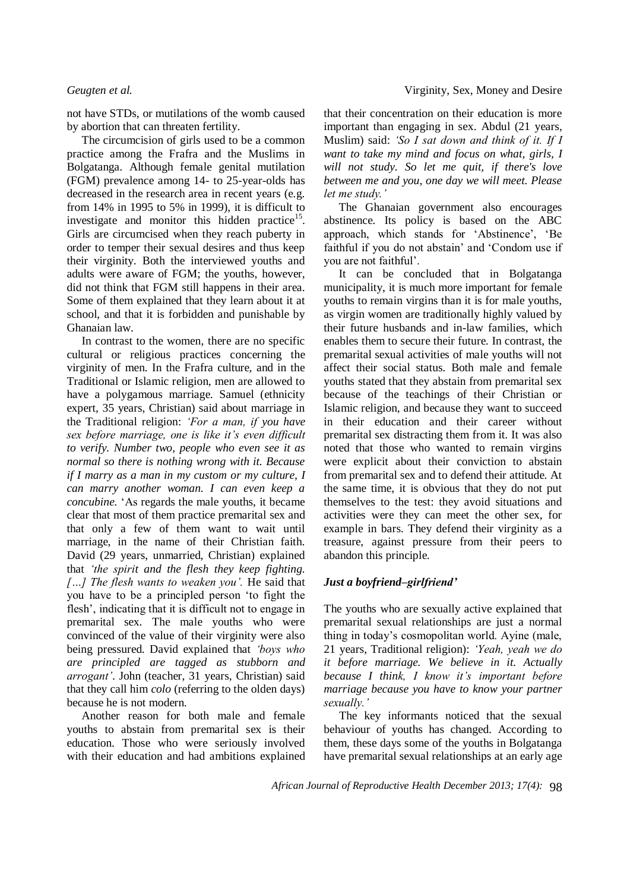not have STDs, or mutilations of the womb caused by abortion that can threaten fertility.

The circumcision of girls used to be a common practice among the Frafra and the Muslims in Bolgatanga. Although female genital mutilation (FGM) prevalence among 14- to 25-year-olds has decreased in the research area in recent years (e.g. from 14% in 1995 to 5% in 1999), it is difficult to investigate and monitor this hidden practice[15]. Girls are circumcised when they reach puberty in order to temper their sexual desires and thus keep their virginity. Both the interviewed youths and adults were aware of FGM; the youths, however, did not think that FGM still happens in their area. Some of them explained that they learn about it at school, and that it is forbidden and punishable by Ghanaian law.

In contrast to the women, there are no specific cultural or religious practices concerning the virginity of men. In the Frafra culture, and in the Traditional or Islamic religion, men are allowed to have a polygamous marriage. Samuel (ethnicity expert, 35 years, Christian) said about marriage in the Traditional religion: *'For a man, if you have sex before marriage, one is like it's even difficult to verify. Number two, people who even see it as normal so there is nothing wrong with it. Because if I marry as a man in my custom or my culture, I can marry another woman. I can even keep a concubine.* 'As regards the male youths, it became clear that most of them practice premarital sex and that only a few of them want to wait until marriage, in the name of their Christian faith. David (29 years, unmarried, Christian) explained that *'the spirit and the flesh they keep fighting. […] The flesh wants to weaken you'.* He said that you have to be a principled person 'to fight the flesh', indicating that it is difficult not to engage in premarital sex. The male youths who were convinced of the value of their virginity were also being pressured. David explained that *'boys who are principled are tagged as stubborn and arrogant'*. John (teacher, 31 years, Christian) said that they call him *colo* (referring to the olden days) because he is not modern.

Another reason for both male and female youths to abstain from premarital sex is their education. Those who were seriously involved with their education and had ambitions explained that their concentration on their education is more important than engaging in sex. Abdul (21 years, Muslim) said: *'So I sat down and think of it. If I want to take my mind and focus on what, girls, I will not study. So let me quit, if there's love between me and you, one day we will meet. Please let me study.'*

The Ghanaian government also encourages abstinence. Its policy is based on the ABC approach, which stands for 'Abstinence', 'Be faithful if you do not abstain' and 'Condom use if you are not faithful'.

It can be concluded that in Bolgatanga municipality, it is much more important for female youths to remain virgins than it is for male youths, as virgin women are traditionally highly valued by their future husbands and in-law families, which enables them to secure their future. In contrast, the premarital sexual activities of male youths will not affect their social status. Both male and female youths stated that they abstain from premarital sex because of the teachings of their Christian or Islamic religion, and because they want to succeed in their education and their career without premarital sex distracting them from it. It was also noted that those who wanted to remain virgins were explicit about their conviction to abstain from premarital sex and to defend their attitude. At the same time, it is obvious that they do not put themselves to the test: they avoid situations and activities were they can meet the other sex, for example in bars. They defend their virginity as a treasure, against pressure from their peers to abandon this principle.

### *Just a boyfriend–girlfriend'*

The youths who are sexually active explained that premarital sexual relationships are just a normal thing in today's cosmopolitan world. Ayine (male, 21 years, Traditional religion): *'Yeah, yeah we do it before marriage. We believe in it. Actually because I think, I know it's important before marriage because you have to know your partner sexually.'*

The key informants noticed that the sexual behaviour of youths has changed. According to them, these days some of the youths in Bolgatanga have premarital sexual relationships at an early age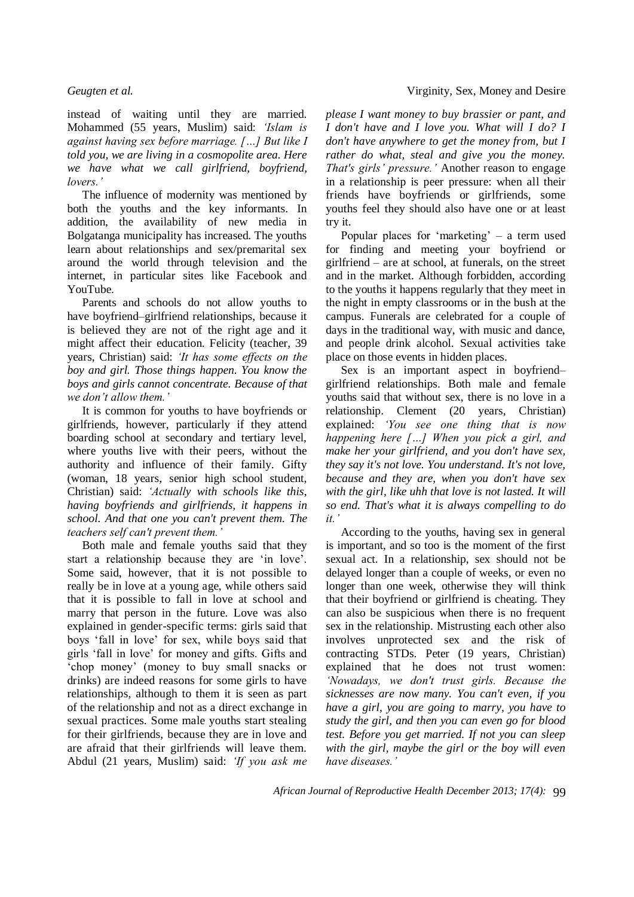instead of waiting until they are married. Mohammed (55 years, Muslim) said: *'Islam is against having sex before marriage. […] But like I told you, we are living in a cosmopolite area. Here we have what we call girlfriend, boyfriend, lovers.'*

The influence of modernity was mentioned by both the youths and the key informants. In addition, the availability of new media in Bolgatanga municipality has increased. The youths learn about relationships and sex/premarital sex around the world through television and the internet, in particular sites like Facebook and YouTube.

Parents and schools do not allow youths to have boyfriend–girlfriend relationships, because it is believed they are not of the right age and it might affect their education. Felicity (teacher, 39 years, Christian) said: *'It has some effects on the boy and girl. Those things happen. You know the boys and girls cannot concentrate. Because of that we don't allow them.'*

It is common for youths to have boyfriends or girlfriends, however, particularly if they attend boarding school at secondary and tertiary level, where youths live with their peers, without the authority and influence of their family. Gifty (woman, 18 years, senior high school student, Christian) said: *'Actually with schools like this, having boyfriends and girlfriends, it happens in school. And that one you can't prevent them. The teachers self can't prevent them.'*

Both male and female youths said that they start a relationship because they are 'in love'. Some said, however, that it is not possible to really be in love at a young age, while others said that it is possible to fall in love at school and marry that person in the future. Love was also explained in gender-specific terms: girls said that boys 'fall in love' for sex, while boys said that girls 'fall in love' for money and gifts. Gifts and 'chop money' (money to buy small snacks or drinks) are indeed reasons for some girls to have relationships, although to them it is seen as part of the relationship and not as a direct exchange in sexual practices. Some male youths start stealing for their girlfriends, because they are in love and are afraid that their girlfriends will leave them. Abdul (21 years, Muslim) said: *'If you ask me please I want money to buy brassier or pant, and I don't have and I love you. What will I do? I don't have anywhere to get the money from, but I rather do what, steal and give you the money. That's girls' pressure.'* Another reason to engage in a relationship is peer pressure: when all their friends have boyfriends or girlfriends, some youths feel they should also have one or at least try it.

Popular places for 'marketing' – a term used for finding and meeting your boyfriend or girlfriend – are at school, at funerals, on the street and in the market. Although forbidden, according to the youths it happens regularly that they meet in the night in empty classrooms or in the bush at the campus. Funerals are celebrated for a couple of days in the traditional way, with music and dance, and people drink alcohol. Sexual activities take place on those events in hidden places.

Sex is an important aspect in boyfriend–girlfriend relationships. Both male and female youths said that without sex, there is no love in a relationship. Clement (20 years, Christian) explained: *'You see one thing that is now happening here […] When you pick a girl, and make her your girlfriend, and you don't have sex, they say it's not love. You understand. It's not love, because and they are, when you don't have sex with the girl, like uhh that love is not lasted. It will so end. That's what it is always compelling to do it.'*

According to the youths, having sex in general is important, and so too is the moment of the first sexual act. In a relationship, sex should not be delayed longer than a couple of weeks, or even no longer than one week, otherwise they will think that their boyfriend or girlfriend is cheating. They can also be suspicious when there is no frequent sex in the relationship. Mistrusting each other also involves unprotected sex and the risk of contracting STDs. Peter (19 years, Christian) explained that he does not trust women: *'Nowadays, we don't trust girls. Because the sicknesses are now many. You can't even, if you have a girl, you are going to marry, you have to study the girl, and then you can even go for blood test. Before you get married. If not you can sleep with the girl, maybe the girl or the boy will even have diseases.'*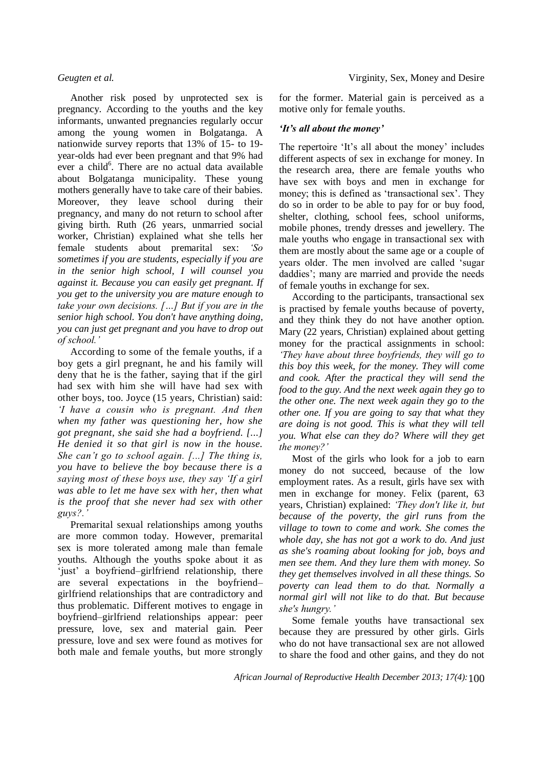Another risk posed by unprotected sex is pregnancy. According to the youths and the key informants, unwanted pregnancies regularly occur among the young women in Bolgatanga. A nationwide survey reports that 13% of 15- to 19-year-olds had ever been pregnant and that 9% had ever a child[6]. There are no actual data available about Bolgatanga municipality. These young mothers generally have to take care of their babies. Moreover, they leave school during their pregnancy, and many do not return to school after giving birth. Ruth (26 years, unmarried social worker, Christian) explained what she tells her female students about premarital sex: *'So sometimes if you are students, especially if you are in the senior high school, I will counsel you against it. Because you can easily get pregnant. If you get to the university you are mature enough to take your own decisions. […] But if you are in the senior high school. You don't have anything doing, you can just get pregnant and you have to drop out of school.'*

According to some of the female youths, if a boy gets a girl pregnant, he and his family will deny that he is the father, saying that if the girl had sex with him she will have had sex with other boys, too. Joyce (15 years, Christian) said: *'I have a cousin who is pregnant. And then when my father was questioning her, how she got pregnant, she said she had a boyfriend. [...] He denied it so that girl is now in the house. She can't go to school again. [...] The thing is, you have to believe the boy because there is a saying most of these boys use, they say 'If a girl was able to let me have sex with her, then what is the proof that she never had sex with other guys?.'*

Premarital sexual relationships among youths are more common today. However, premarital sex is more tolerated among male than female youths. Although the youths spoke about it as 'just' a boyfriend–girlfriend relationship, there are several expectations in the boyfriend–girlfriend relationships that are contradictory and thus problematic. Different motives to engage in boyfriend–girlfriend relationships appear: peer pressure, love, sex and material gain. Peer pressure, love and sex were found as motives for both male and female youths, but more strongly for the former. Material gain is perceived as a motive only for female youths.

### *'It's all about the money'*

The repertoire 'It's all about the money' includes different aspects of sex in exchange for money. In the research area, there are female youths who have sex with boys and men in exchange for money; this is defined as 'transactional sex'. They do so in order to be able to pay for or buy food, shelter, clothing, school fees, school uniforms, mobile phones, trendy dresses and jewellery. The male youths who engage in transactional sex with them are mostly about the same age or a couple of years older. The men involved are called 'sugar daddies'; many are married and provide the needs of female youths in exchange for sex.

According to the participants, transactional sex is practised by female youths because of poverty, and they think they do not have another option. Mary (22 years, Christian) explained about getting money for the practical assignments in school: *'They have about three boyfriends, they will go to this boy this week, for the money. They will come and cook. After the practical they will send the food to the guy. And the next week again they go to the other one. The next week again they go to the other one. If you are going to say that what they are doing is not good. This is what they will tell you. What else can they do? Where will they get the money?'*

Most of the girls who look for a job to earn money do not succeed, because of the low employment rates. As a result, girls have sex with men in exchange for money. Felix (parent, 63 years, Christian) explained: *'They don't like it, but because of the poverty, the girl runs from the village to town to come and work. She comes the whole day, she has not got a work to do. And just as she's roaming about looking for job, boys and men see them. And they lure them with money. So they get themselves involved in all these things. So poverty can lead them to do that. Normally a normal girl will not like to do that. But because she's hungry.'*

Some female youths have transactional sex because they are pressured by other girls. Girls who do not have transactional sex are not allowed to share the food and other gains, and they do not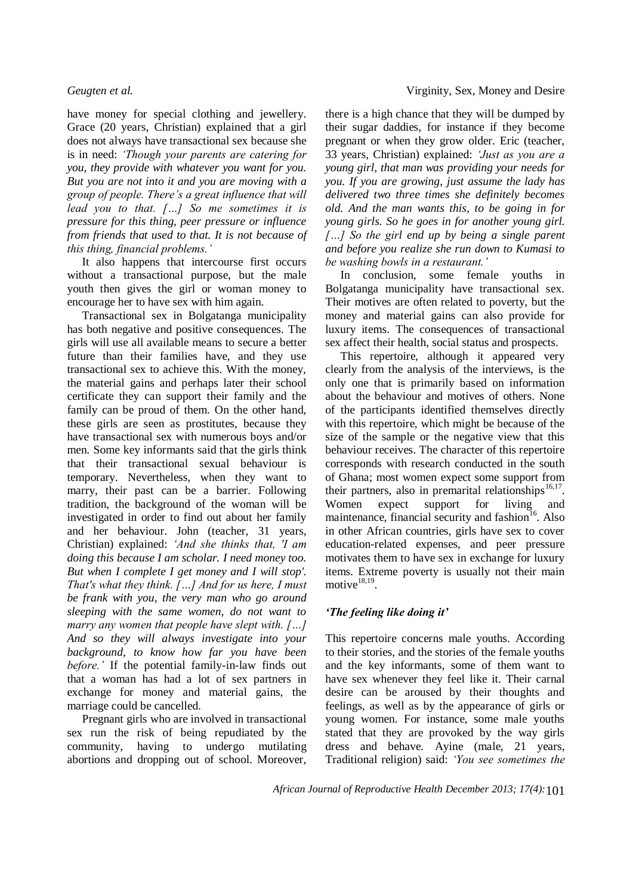have money for special clothing and jewellery. Grace (20 years, Christian) explained that a girl does not always have transactional sex because she is in need: *'Though your parents are catering for you, they provide with whatever you want for you. But you are not into it and you are moving with a group of people. There's a great influence that will lead you to that. […] So me sometimes it is pressure for this thing, peer pressure or influence from friends that used to that. It is not because of this thing, financial problems.'*

It also happens that intercourse first occurs without a transactional purpose, but the male youth then gives the girl or woman money to encourage her to have sex with him again.

Transactional sex in Bolgatanga municipality has both negative and positive consequences. The girls will use all available means to secure a better future than their families have, and they use transactional sex to achieve this. With the money, the material gains and perhaps later their school certificate they can support their family and the family can be proud of them. On the other hand, these girls are seen as prostitutes, because they have transactional sex with numerous boys and/or men. Some key informants said that the girls think that their transactional sexual behaviour is temporary. Nevertheless, when they want to marry, their past can be a barrier. Following tradition, the background of the woman will be investigated in order to find out about her family and her behaviour. John (teacher, 31 years, Christian) explained: *'And she thinks that, 'I am doing this because I am scholar. I need money too. But when I complete I get money and I will stop'. That's what they think. […] And for us here, I must be frank with you, the very man who go around sleeping with the same women, do not want to marry any women that people have slept with. […] And so they will always investigate into your background, to know how far you have been before.'* If the potential family-in-law finds out that a woman has had a lot of sex partners in exchange for money and material gains, the marriage could be cancelled.

Pregnant girls who are involved in transactional sex run the risk of being repudiated by the community, having to undergo mutilating abortions and dropping out of school. Moreover, there is a high chance that they will be dumped by their sugar daddies, for instance if they become pregnant or when they grow older. Eric (teacher, 33 years, Christian) explained: *'Just as you are a young girl, that man was providing your needs for you. If you are growing, just assume the lady has delivered two three times she definitely becomes old. And the man wants this, to be going in for young girls. So he goes in for another young girl. […] So the girl end up by being a single parent and before you realize she run down to Kumasi to be washing bowls in a restaurant.'*

In conclusion, some female youths in Bolgatanga municipality have transactional sex. Their motives are often related to poverty, but the money and material gains can also provide for luxury items. The consequences of transactional sex affect their health, social status and prospects.

This repertoire, although it appeared very clearly from the analysis of the interviews, is the only one that is primarily based on information about the behaviour and motives of others. None of the participants identified themselves directly with this repertoire, which might be because of the size of the sample or the negative view that this behaviour receives. The character of this repertoire corresponds with research conducted in the south of Ghana; most women expect some support from their partners, also in premarital relationships[16,17]. Women expect support for living and maintenance, financial security and fashion[16]. Also in other African countries, girls have sex to cover education-related expenses, and peer pressure motivates them to have sex in exchange for luxury items. Extreme poverty is usually not their main motive[18,19].

### *'The feeling like doing it'*

This repertoire concerns male youths. According to their stories, and the stories of the female youths and the key informants, some of them want to have sex whenever they feel like it. Their carnal desire can be aroused by their thoughts and feelings, as well as by the appearance of girls or young women. For instance, some male youths stated that they are provoked by the way girls dress and behave. Ayine (male, 21 years, Traditional religion) said: *'You see sometimes the*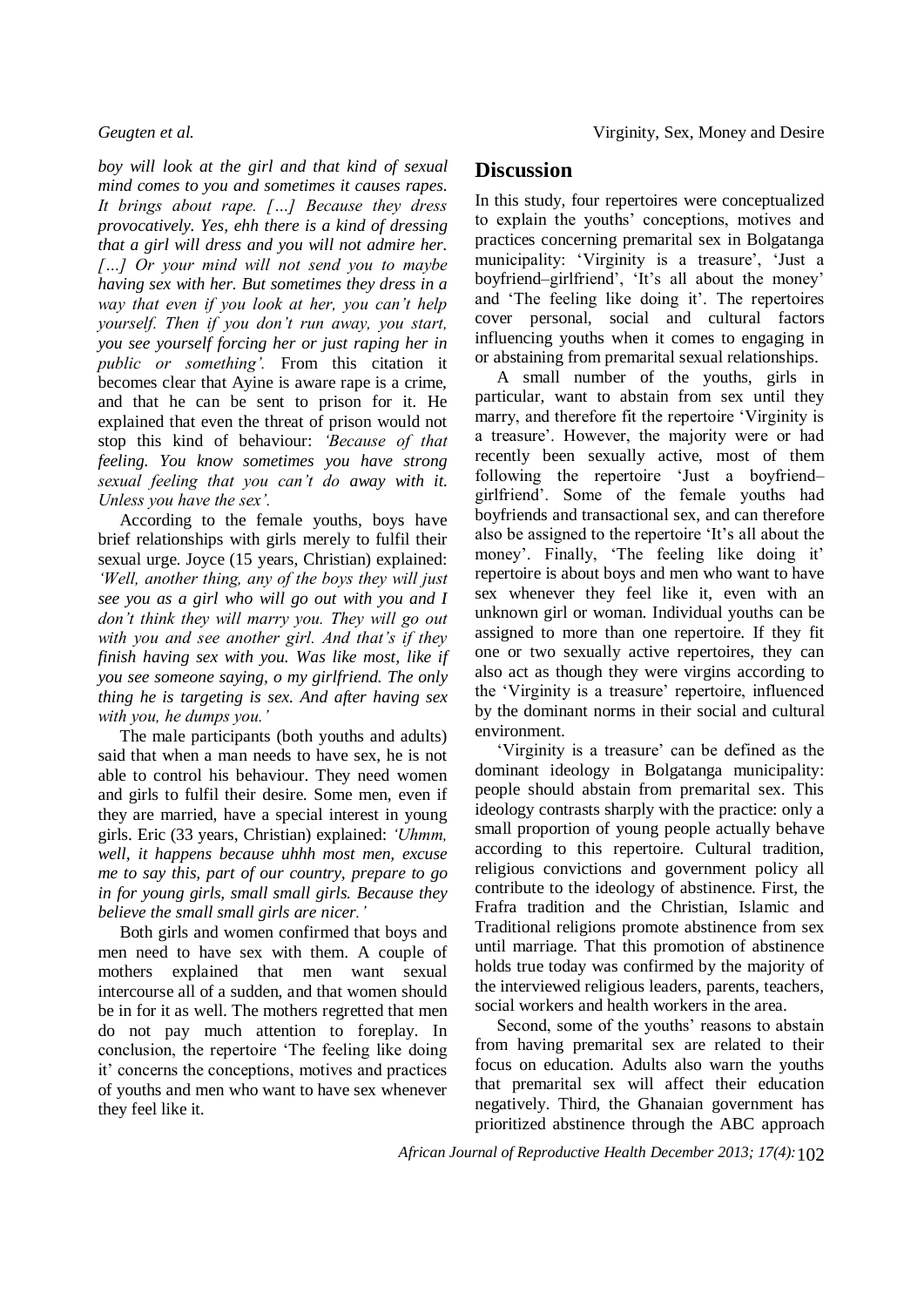*boy will look at the girl and that kind of sexual mind comes to you and sometimes it causes rapes. It brings about rape. […] Because they dress provocatively. Yes, ehh there is a kind of dressing that a girl will dress and you will not admire her. […] Or your mind will not send you to maybe having sex with her. But sometimes they dress in a way that even if you look at her, you can't help yourself. Then if you don't run away, you start, you see yourself forcing her or just raping her in public or something'.* From this citation it becomes clear that Ayine is aware rape is a crime, and that he can be sent to prison for it. He explained that even the threat of prison would not stop this kind of behaviour: *'Because of that feeling. You know sometimes you have strong sexual feeling that you can't do away with it. Unless you have the sex'.*

According to the female youths, boys have brief relationships with girls merely to fulfil their sexual urge. Joyce (15 years, Christian) explained: *'Well, another thing, any of the boys they will just see you as a girl who will go out with you and I don't think they will marry you. They will go out with you and see another girl. And that's if they finish having sex with you. Was like most, like if you see someone saying, o my girlfriend. The only thing he is targeting is sex. And after having sex with you, he dumps you.'*

The male participants (both youths and adults) said that when a man needs to have sex, he is not able to control his behaviour. They need women and girls to fulfil their desire. Some men, even if they are married, have a special interest in young girls. Eric (33 years, Christian) explained: *'Uhmm, well, it happens because uhhh most men, excuse me to say this, part of our country, prepare to go in for young girls, small small girls. Because they believe the small small girls are nicer.'*

Both girls and women confirmed that boys and men need to have sex with them. A couple of mothers explained that men want sexual intercourse all of a sudden, and that women should be in for it as well. The mothers regretted that men do not pay much attention to foreplay. In conclusion, the repertoire 'The feeling like doing it' concerns the conceptions, motives and practices of youths and men who want to have sex whenever they feel like it.

## Discussion

In this study, four repertoires were conceptualized to explain the youths' conceptions, motives and practices concerning premarital sex in Bolgatanga municipality: 'Virginity is a treasure', 'Just a boyfriend–girlfriend', 'It's all about the money' and 'The feeling like doing it'. The repertoires cover personal, social and cultural factors influencing youths when it comes to engaging in or abstaining from premarital sexual relationships.

A small number of the youths, girls in particular, want to abstain from sex until they marry, and therefore fit the repertoire 'Virginity is a treasure'. However, the majority were or had recently been sexually active, most of them following the repertoire 'Just a boyfriend–girlfriend'. Some of the female youths had boyfriends and transactional sex, and can therefore also be assigned to the repertoire 'It's all about the money'. Finally, 'The feeling like doing it' repertoire is about boys and men who want to have sex whenever they feel like it, even with an unknown girl or woman. Individual youths can be assigned to more than one repertoire. If they fit one or two sexually active repertoires, they can also act as though they were virgins according to the 'Virginity is a treasure' repertoire, influenced by the dominant norms in their social and cultural environment.

'Virginity is a treasure' can be defined as the dominant ideology in Bolgatanga municipality: people should abstain from premarital sex. This ideology contrasts sharply with the practice: only a small proportion of young people actually behave according to this repertoire. Cultural tradition, religious convictions and government policy all contribute to the ideology of abstinence. First, the Frafra tradition and the Christian, Islamic and Traditional religions promote abstinence from sex until marriage. That this promotion of abstinence holds true today was confirmed by the majority of the interviewed religious leaders, parents, teachers, social workers and health workers in the area.

Second, some of the youths' reasons to abstain from having premarital sex are related to their focus on education. Adults also warn the youths that premarital sex will affect their education negatively. Third, the Ghanaian government has prioritized abstinence through the ABC approach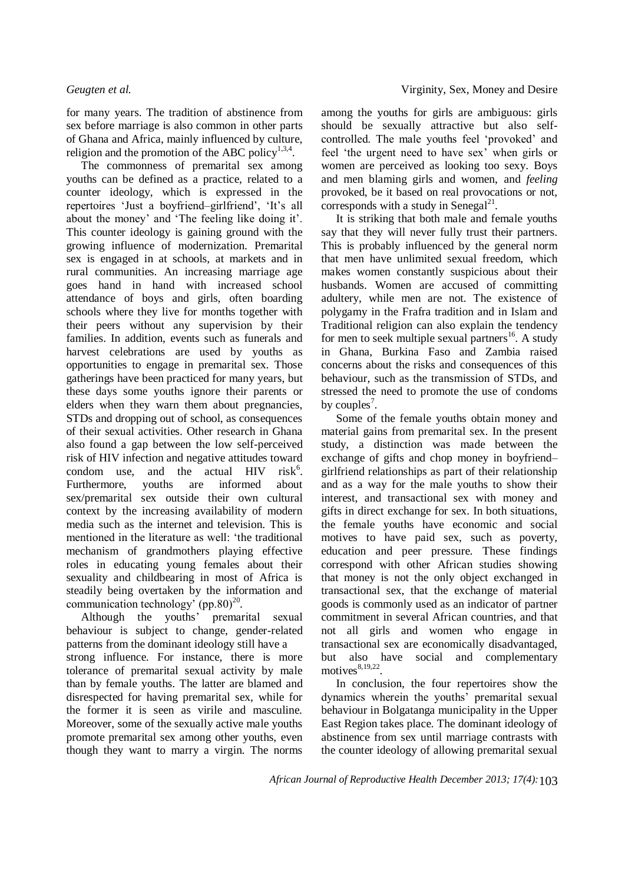for many years. The tradition of abstinence from sex before marriage is also common in other parts of Ghana and Africa, mainly influenced by culture, religion and the promotion of the ABC policy[1,3,4].

The commonness of premarital sex among youths can be defined as a practice, related to a counter ideology, which is expressed in the repertoires 'Just a boyfriend–girlfriend', 'It's all about the money' and 'The feeling like doing it'. This counter ideology is gaining ground with the growing influence of modernization. Premarital sex is engaged in at schools, at markets and in rural communities. An increasing marriage age goes hand in hand with increased school attendance of boys and girls, often boarding schools where they live for months together with their peers without any supervision by their families. In addition, events such as funerals and harvest celebrations are used by youths as opportunities to engage in premarital sex. Those gatherings have been practiced for many years, but these days some youths ignore their parents or elders when they warn them about pregnancies, STDs and dropping out of school, as consequences of their sexual activities. Other research in Ghana also found a gap between the low self-perceived risk of HIV infection and negative attitudes toward condom use, and the actual HIV risk[6]. Furthermore, youths are informed about sex/premarital sex outside their own cultural context by the increasing availability of modern media such as the internet and television. This is mentioned in the literature as well: 'the traditional mechanism of grandmothers playing effective roles in educating young females about their sexuality and childbearing in most of Africa is steadily being overtaken by the information and communication technology' (pp.80)[20].

Although the youths' premarital sexual behaviour is subject to change, gender-related patterns from the dominant ideology still have a strong influence. For instance, there is more tolerance of premarital sexual activity by male than by female youths. The latter are blamed and disrespected for having premarital sex, while for the former it is seen as virile and masculine. Moreover, some of the sexually active male youths promote premarital sex among other youths, even though they want to marry a virgin. The norms among the youths for girls are ambiguous: girls should be sexually attractive but also self-controlled. The male youths feel 'provoked' and feel 'the urgent need to have sex' when girls or women are perceived as looking too sexy. Boys and men blaming girls and women, and *feeling* provoked, be it based on real provocations or not, corresponds with a study in Senegal[21].

It is striking that both male and female youths say that they will never fully trust their partners. This is probably influenced by the general norm that men have unlimited sexual freedom, which makes women constantly suspicious about their husbands. Women are accused of committing adultery, while men are not. The existence of polygamy in the Frafra tradition and in Islam and Traditional religion can also explain the tendency for men to seek multiple sexual partners[16]. A study in Ghana, Burkina Faso and Zambia raised concerns about the risks and consequences of this behaviour, such as the transmission of STDs, and stressed the need to promote the use of condoms by couples[7].

Some of the female youths obtain money and material gains from premarital sex. In the present study, a distinction was made between the exchange of gifts and chop money in boyfriend–girlfriend relationships as part of their relationship and as a way for the male youths to show their interest, and transactional sex with money and gifts in direct exchange for sex. In both situations, the female youths have economic and social motives to have paid sex, such as poverty, education and peer pressure. These findings correspond with other African studies showing that money is not the only object exchanged in transactional sex, that the exchange of material goods is commonly used as an indicator of partner commitment in several African countries, and that not all girls and women who engage in transactional sex are economically disadvantaged, but also have social and complementary motives[8,19,22].

In conclusion, the four repertoires show the dynamics wherein the youths' premarital sexual behaviour in Bolgatanga municipality in the Upper East Region takes place. The dominant ideology of abstinence from sex until marriage contrasts with the counter ideology of allowing premarital sexual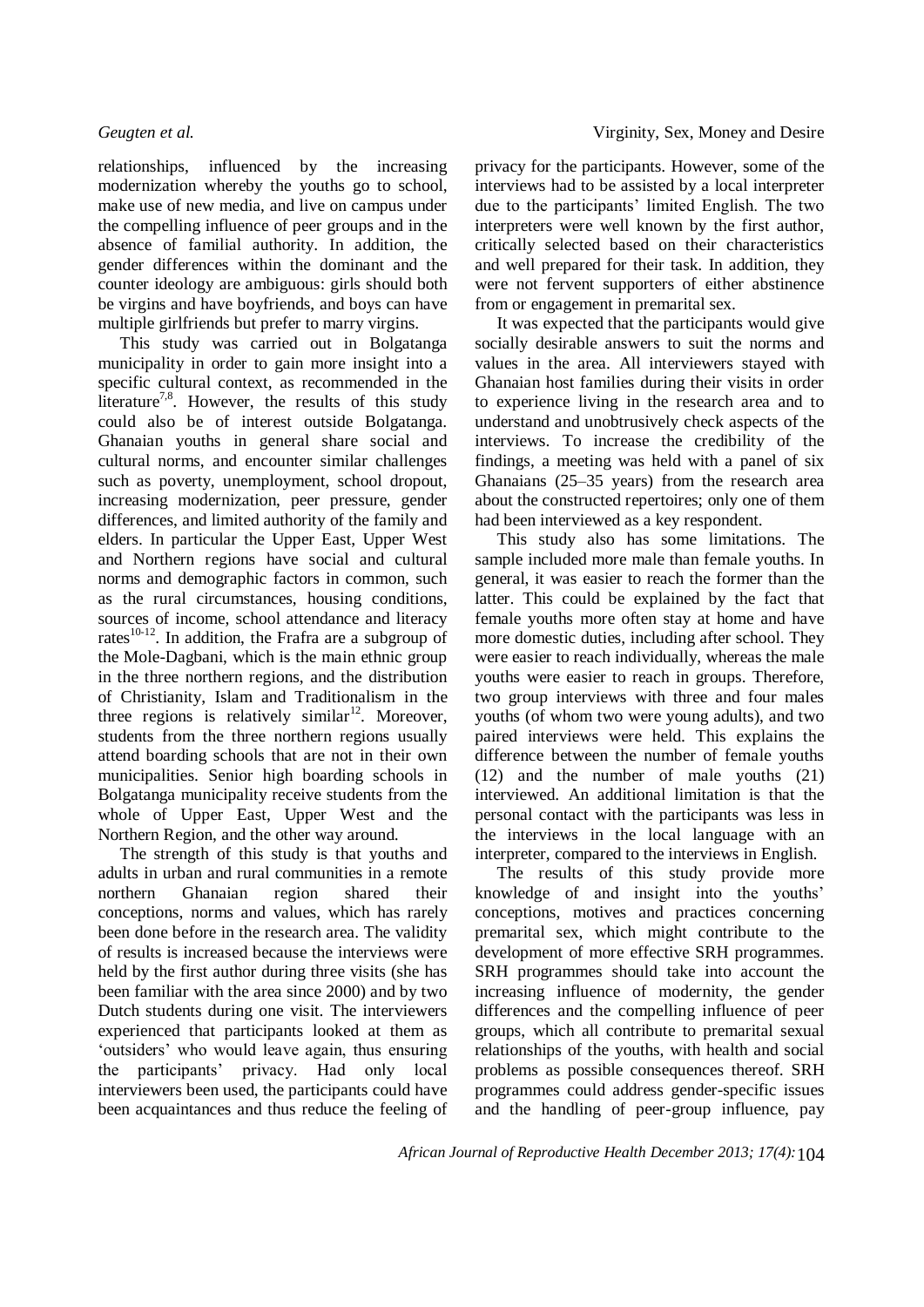relationships, influenced by the increasing modernization whereby the youths go to school, make use of new media, and live on campus under the compelling influence of peer groups and in the absence of familial authority. In addition, the gender differences within the dominant and the counter ideology are ambiguous: girls should both be virgins and have boyfriends, and boys can have multiple girlfriends but prefer to marry virgins.

This study was carried out in Bolgatanga municipality in order to gain more insight into a specific cultural context, as recommended in the literature[7,8]. However, the results of this study could also be of interest outside Bolgatanga. Ghanaian youths in general share social and cultural norms, and encounter similar challenges such as poverty, unemployment, school dropout, increasing modernization, peer pressure, gender differences, and limited authority of the family and elders. In particular the Upper East, Upper West and Northern regions have social and cultural norms and demographic factors in common, such as the rural circumstances, housing conditions, sources of income, school attendance and literacy rates[10-12]. In addition, the Frafra are a subgroup of the Mole-Dagbani, which is the main ethnic group in the three northern regions, and the distribution of Christianity, Islam and Traditionalism in the three regions is relatively similar[12]. Moreover, students from the three northern regions usually attend boarding schools that are not in their own municipalities. Senior high boarding schools in Bolgatanga municipality receive students from the whole of Upper East, Upper West and the Northern Region, and the other way around.

The strength of this study is that youths and adults in urban and rural communities in a remote northern Ghanaian region shared their conceptions, norms and values, which has rarely been done before in the research area. The validity of results is increased because the interviews were held by the first author during three visits (she has been familiar with the area since 2000) and by two Dutch students during one visit. The interviewers experienced that participants looked at them as 'outsiders' who would leave again, thus ensuring the participants' privacy. Had only local interviewers been used, the participants could have been acquaintances and thus reduce the feeling of privacy for the participants. However, some of the interviews had to be assisted by a local interpreter due to the participants' limited English. The two interpreters were well known by the first author, critically selected based on their characteristics and well prepared for their task. In addition, they were not fervent supporters of either abstinence from or engagement in premarital sex.

It was expected that the participants would give socially desirable answers to suit the norms and values in the area. All interviewers stayed with Ghanaian host families during their visits in order to experience living in the research area and to understand and unobtrusively check aspects of the interviews. To increase the credibility of the findings, a meeting was held with a panel of six Ghanaians (25–35 years) from the research area about the constructed repertoires; only one of them had been interviewed as a key respondent.

This study also has some limitations. The sample included more male than female youths. In general, it was easier to reach the former than the latter. This could be explained by the fact that female youths more often stay at home and have more domestic duties, including after school. They were easier to reach individually, whereas the male youths were easier to reach in groups. Therefore, two group interviews with three and four males youths (of whom two were young adults), and two paired interviews were held. This explains the difference between the number of female youths (12) and the number of male youths (21) interviewed. An additional limitation is that the personal contact with the participants was less in the interviews in the local language with an interpreter, compared to the interviews in English.

The results of this study provide more knowledge of and insight into the youths' conceptions, motives and practices concerning premarital sex, which might contribute to the development of more effective SRH programmes. SRH programmes should take into account the increasing influence of modernity, the gender differences and the compelling influence of peer groups, which all contribute to premarital sexual relationships of the youths, with health and social problems as possible consequences thereof. SRH programmes could address gender-specific issues and the handling of peer-group influence, pay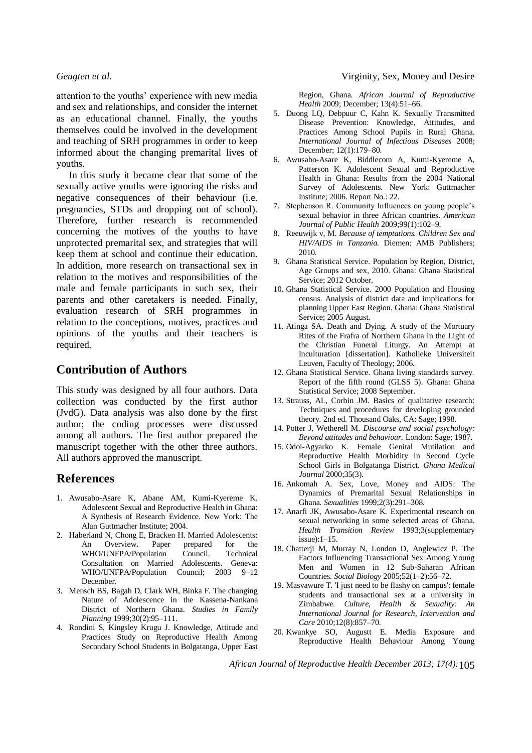attention to the youths' experience with new media and sex and relationships, and consider the internet as an educational channel. Finally, the youths themselves could be involved in the development and teaching of SRH programmes in order to keep informed about the changing premarital lives of youths.

In this study it became clear that some of the sexually active youths were ignoring the risks and negative consequences of their behaviour (i.e. pregnancies, STDs and dropping out of school). Therefore, further research is recommended concerning the motives of the youths to have unprotected premarital sex, and strategies that will keep them at school and continue their education. In addition, more research on transactional sex in relation to the motives and responsibilities of the male and female participants in such sex, their parents and other caretakers is needed. Finally, evaluation research of SRH programmes in relation to the conceptions, motives, practices and opinions of the youths and their teachers is required.

## Contribution of Authors

This study was designed by all four authors. Data collection was conducted by the first author (JvdG). Data analysis was also done by the first author; the coding processes were discussed among all authors. The first author prepared the manuscript together with the other three authors. All authors approved the manuscript.

## References

1. Awusabo-Asare K, Abane AM, Kumi-Kyereme K. Adolescent Sexual and Reproductive Health in Ghana: A Synthesis of Research Evidence. New York: The Alan Guttmacher Institute; 2004.
2. Haberland N, Chong E, Bracken H. Married Adolescents: An Overview. Paper prepared for the WHO/UNFPA/Population Council. Technical Consultation on Married Adolescents. Geneva: WHO/UNFPA/Population Council; 2003 9–12 December.
3. Mensch BS, Bagah D, Clark WH, Binka F. The changing Nature of Adolescence in the Kassena-Nankana District of Northern Ghana. *Studies in Family Planning* 1999;30(2):95–111.
4. Rondini S, Kingsley Krugu J. Knowledge, Attitude and Practices Study on Reproductive Health Among Secondary School Students in Bolgatanga, Upper East Region, Ghana. *African Journal of Reproductive Health* 2009; December; 13(4):51–66.
5. Duong LQ, Debpuur C, Kahn K. Sexually Transmitted Disease Prevention: Knowledge, Attitudes, and Practices Among School Pupils in Rural Ghana. *International Journal of Infectious Diseases* 2008; December; 12(1):179–80.
6. Awusabo-Asare K, Biddlecom A, Kumi-Kyereme A, Patterson K. Adolescent Sexual and Reproductive Health in Ghana: Results from the 2004 National Survey of Adolescents. New York: Guttmacher Institute; 2006. Report No.: 22.
7. Stephenson R. Community Influences on young people's sexual behavior in three African countries. *American Journal of Public Health* 2009;99(1):102–9.
8. Reeuwijk v, M. *Because of temptations. Children Sex and HIV/AIDS in Tanzania.* Diemen: AMB Publishers; 2010.
9. Ghana Statistical Service. Population by Region, District, Age Groups and sex, 2010. Ghana: Ghana Statistical Service; 2012 October.
10. Ghana Statistical Service. 2000 Population and Housing census. Analysis of district data and implications for planning Upper East Region. Ghana: Ghana Statistical Service; 2005 August.
11. Atinga SA. Death and Dying. A study of the Mortuary Rites of the Frafra of Northern Ghana in the Light of the Christian Funeral Liturgy. An Attempt at Inculturation [dissertation]. Katholieke Universiteit Leuven, Faculty of Theology; 2006.
12. Ghana Statistical Service. Ghana living standards survey. Report of the fifth round (GLSS 5). Ghana: Ghana Statistical Service; 2008 September.
13. Strauss, AL, Corbin JM. Basics of qualitative research: Techniques and procedures for developing grounded theory. 2nd ed. Thousand Oaks, CA: Sage; 1998.
14. Potter J, Wetherell M. *Discourse and social psychology: Beyond attitudes and behaviour.* London: Sage; 1987.
15. Odoi-Agyarko K. Female Genital Mutilation and Reproductive Health Morbidity in Second Cycle School Girls in Bolgatanga District. *Ghana Medical Journal* 2000;35(3).
16. Ankomah A. Sex, Love, Money and AIDS: The Dynamics of Premarital Sexual Relationships in Ghana. *Sexualities* 1999;2(3):291–308.
17. Anarfi JK, Awusabo-Asare K. Experimental research on sexual networking in some selected areas of Ghana. *Health Transition Review* 1993;3(supplementary issue):1–15.
18. Chatterji M, Murray N, London D, Anglewicz P. The Factors Influencing Transactional Sex Among Young Men and Women in 12 Sub-Saharan African Countries. *Social Biology* 2005;52(1–2):56–72.
19. Masvawure T. 'I just need to be flashy on campus': female students and transactional sex at a university in Zimbabwe. *Culture, Health & Sexuality: An International Journal for Research, Intervention and Care* 2010;12(8):857–70.
20. Kwankye SO, Augustt E. Media Exposure and Reproductive Health Behaviour Among Young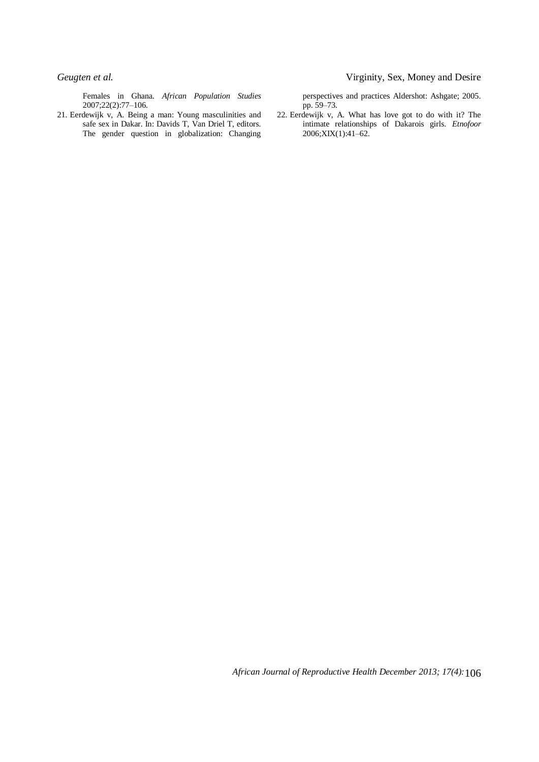Females in Ghana. *African Population Studies* 2007;22(2):77–106.

21. Eerdewijk v, A. Being a man: Young masculinities and safe sex in Dakar. In: Davids T, Van Driel T, editors. The gender question in globalization: Changing perspectives and practices Aldershot: Ashgate; 2005. pp. 59–73.
22. Eerdewijk v, A. What has love got to do with it? The intimate relationships of Dakarois girls. *Etnofoor* 2006;XIX(1):41–62.